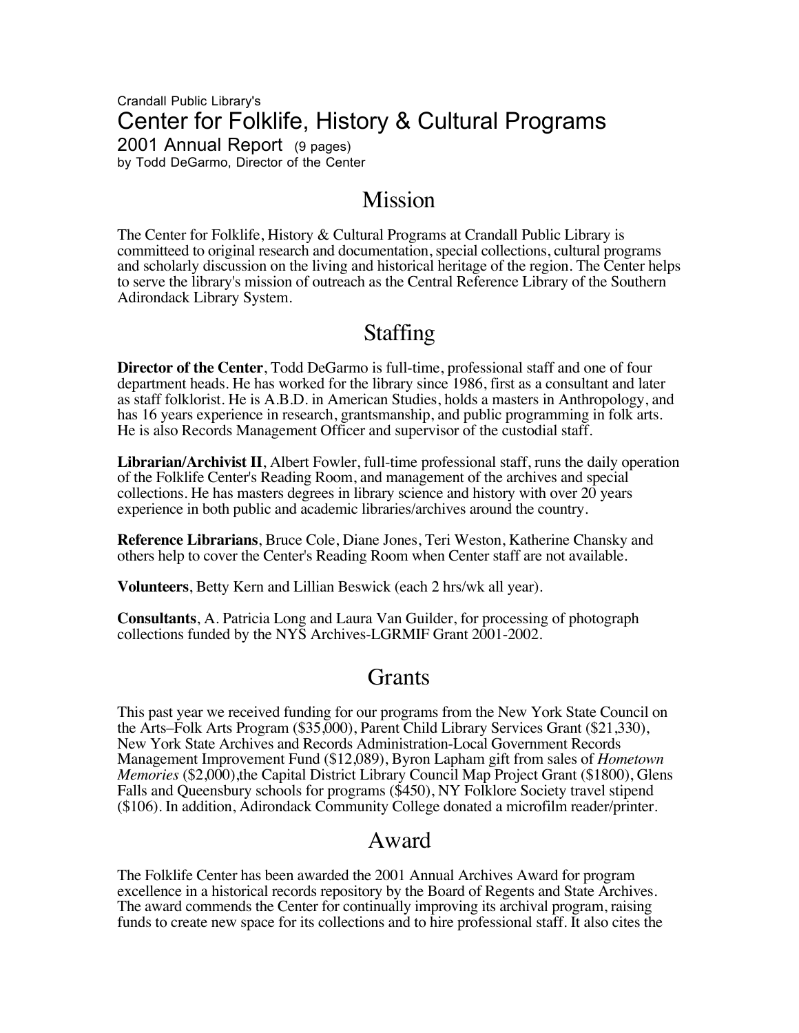Crandall Public Library's

# Center for Folklife, History & Cultural Programs

2001 Annual Report (9 pages)

by Todd DeGarmo, Director of the Center

## Mission

The Center for Folklife, History & Cultural Programs at Crandall Public Library is committeed to original research and documentation, special collections, cultural programs and scholarly discussion on the living and historical heritage of the region. The Center helps to serve the library's mission of outreach as the Central Reference Library of the Southern Adirondack Library System.

## Staffing

**Director of the Center**, Todd DeGarmo is full-time, professional staff and one of four department heads. He has worked for the library since 1986, first as a consultant and later as staff folklorist. He is A.B.D. in American Studies, holds a masters in Anthropology, and has 16 years experience in research, grantsmanship, and public programming in folk arts. He is also Records Management Officer and supervisor of the custodial staff.

**Librarian/Archivist II**, Albert Fowler, full-time professional staff, runs the daily operation of the Folklife Center's Reading Room, and management of the archives and special collections. He has masters degrees in library science and history with over 20 years experience in both public and academic libraries/archives around the country.

**Reference Librarians**, Bruce Cole, Diane Jones, Teri Weston, Katherine Chansky and others help to cover the Center's Reading Room when Center staff are not available.

**Volunteers**, Betty Kern and Lillian Beswick (each 2 hrs/wk all year).

**Consultants**, A. Patricia Long and Laura Van Guilder, for processing of photograph collections funded by the NYS Archives-LGRMIF Grant 2001-2002.

## Grants

This past year we received funding for our programs from the New York State Council on the Arts–Folk Arts Program ($35,000), Parent Child Library Services Grant ($21,330), New York State Archives and Records Administration-Local Government Records Management Improvement Fund ($12,089), Byron Lapham gift from sales of *Hometown Memories* ($2,000),the Capital District Library Council Map Project Grant ($1800), Glens Falls and Queensbury schools for programs ($450), NY Folklore Society travel stipend ($106). In addition, Adirondack Community College donated a microfilm reader/printer.

## Award

The Folklife Center has been awarded the 2001 Annual Archives Award for program excellence in a historical records repository by the Board of Regents and State Archives. The award commends the Center for continually improving its archival program, raising funds to create new space for its collections and to hire professional staff. It also cites the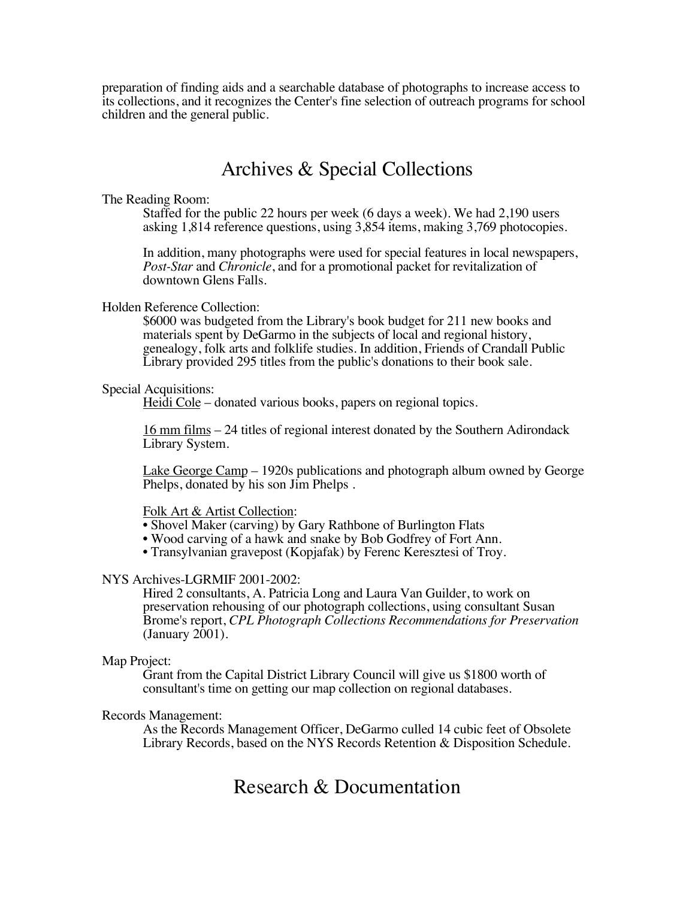preparation of finding aids and a searchable database of photographs to increase access to its collections, and it recognizes the Center's fine selection of outreach programs for school children and the general public.

## Archives & Special Collections

The Reading Room:

Staffed for the public 22 hours per week (6 days a week). We had 2,190 users asking 1,814 reference questions, using 3,854 items, making 3,769 photocopies.

In addition, many photographs were used for special features in local newspapers, *Post-Star* and *Chronicle*, and for a promotional packet for revitalization of downtown Glens Falls.

Holden Reference Collection:

$6000 was budgeted from the Library's book budget for 211 new books and materials spent by DeGarmo in the subjects of local and regional history, genealogy, folk arts and folklife studies. In addition, Friends of Crandall Public Library provided 295 titles from the public's donations to their book sale.

Special Acquisitions:

<u>Heidi Cole</u> – donated various books, papers on regional topics.

<u>16 mm films</u> – 24 titles of regional interest donated by the Southern Adirondack Library System.

<u>Lake George Camp</u> – 1920s publications and photograph album owned by George Phelps, donated by his son Jim Phelps .

<u>Folk Art & Artist Collection</u>:

- Shovel Maker (carving) by Gary Rathbone of Burlington Flats
- Wood carving of a hawk and snake by Bob Godfrey of Fort Ann.
- Transylvanian gravepost (Kopjafak) by Ferenc Keresztesi of Troy.

NYS Archives-LGRMIF 2001-2002:

Hired 2 consultants, A. Patricia Long and Laura Van Guilder, to work on preservation rehousing of our photograph collections, using consultant Susan Brome's report, *CPL Photograph Collections Recommendations for Preservation* (January 2001).

Map Project:

Grant from the Capital District Library Council will give us $1800 worth of consultant's time on getting our map collection on regional databases.

Records Management:

As the Records Management Officer, DeGarmo culled 14 cubic feet of Obsolete Library Records, based on the NYS Records Retention & Disposition Schedule.

## Research & Documentation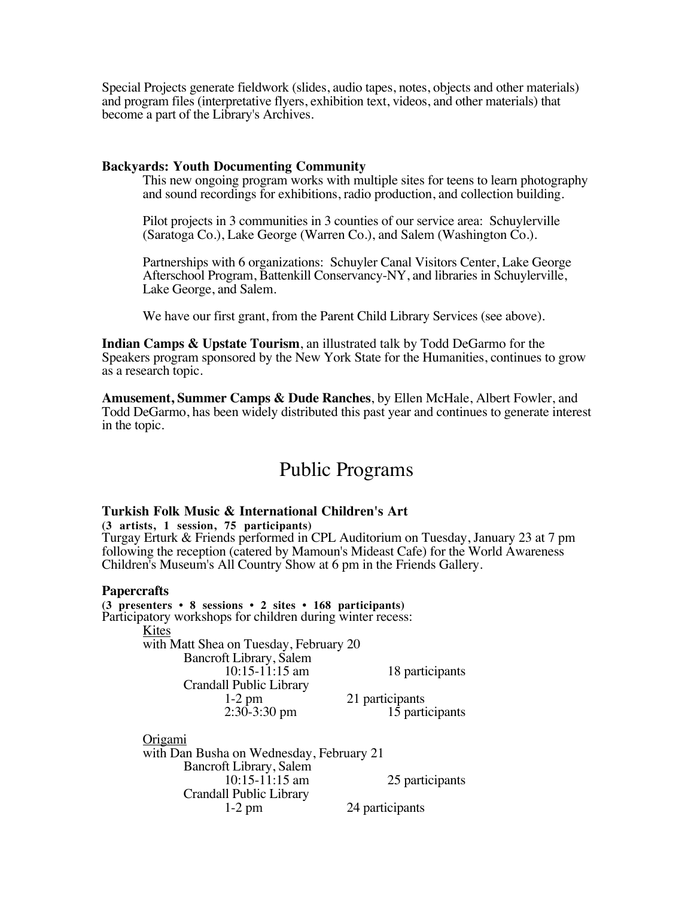Special Projects generate fieldwork (slides, audio tapes, notes, objects and other materials) and program files (interpretative flyers, exhibition text, videos, and other materials) that become a part of the Library's Archives.

**Backyards: Youth Documenting Community**

This new ongoing program works with multiple sites for teens to learn photography and sound recordings for exhibitions, radio production, and collection building.

Pilot projects in 3 communities in 3 counties of our service area: Schuylerville (Saratoga Co.), Lake George (Warren Co.), and Salem (Washington Co.).

Partnerships with 6 organizations: Schuyler Canal Visitors Center, Lake George Afterschool Program, Battenkill Conservancy-NY, and libraries in Schuylerville, Lake George, and Salem.

We have our first grant, from the Parent Child Library Services (see above).

**Indian Camps & Upstate Tourism**, an illustrated talk by Todd DeGarmo for the Speakers program sponsored by the New York State for the Humanities, continues to grow as a research topic.

**Amusement, Summer Camps & Dude Ranches**, by Ellen McHale, Albert Fowler, and Todd DeGarmo, has been widely distributed this past year and continues to generate interest in the topic.

# Public Programs

**Turkish Folk Music & International Children's Art**

**(3 artists, 1 session, 75 participants)**

Turgay Erturk & Friends performed in CPL Auditorium on Tuesday, January 23 at 7 pm following the reception (catered by Mamoun's Mideast Cafe) for the World Awareness Children's Museum's All Country Show at 6 pm in the Friends Gallery.

**Papercrafts**

**(3 presenters • 8 sessions • 2 sites • 168 participants)**

Participatory workshops for children during winter recess:

Kites

with Matt Shea on Tuesday, February 20

- Bancroft Library, Salem
  - 10:15-11:15 am — 18 participants
- Crandall Public Library
  - 1-2 pm — 21 participants
  - 2:30-3:30 pm — 15 participants

Origami

with Dan Busha on Wednesday, February 21

- Bancroft Library, Salem
  - 10:15-11:15 am — 25 participants
- Crandall Public Library
  - 1-2 pm — 24 participants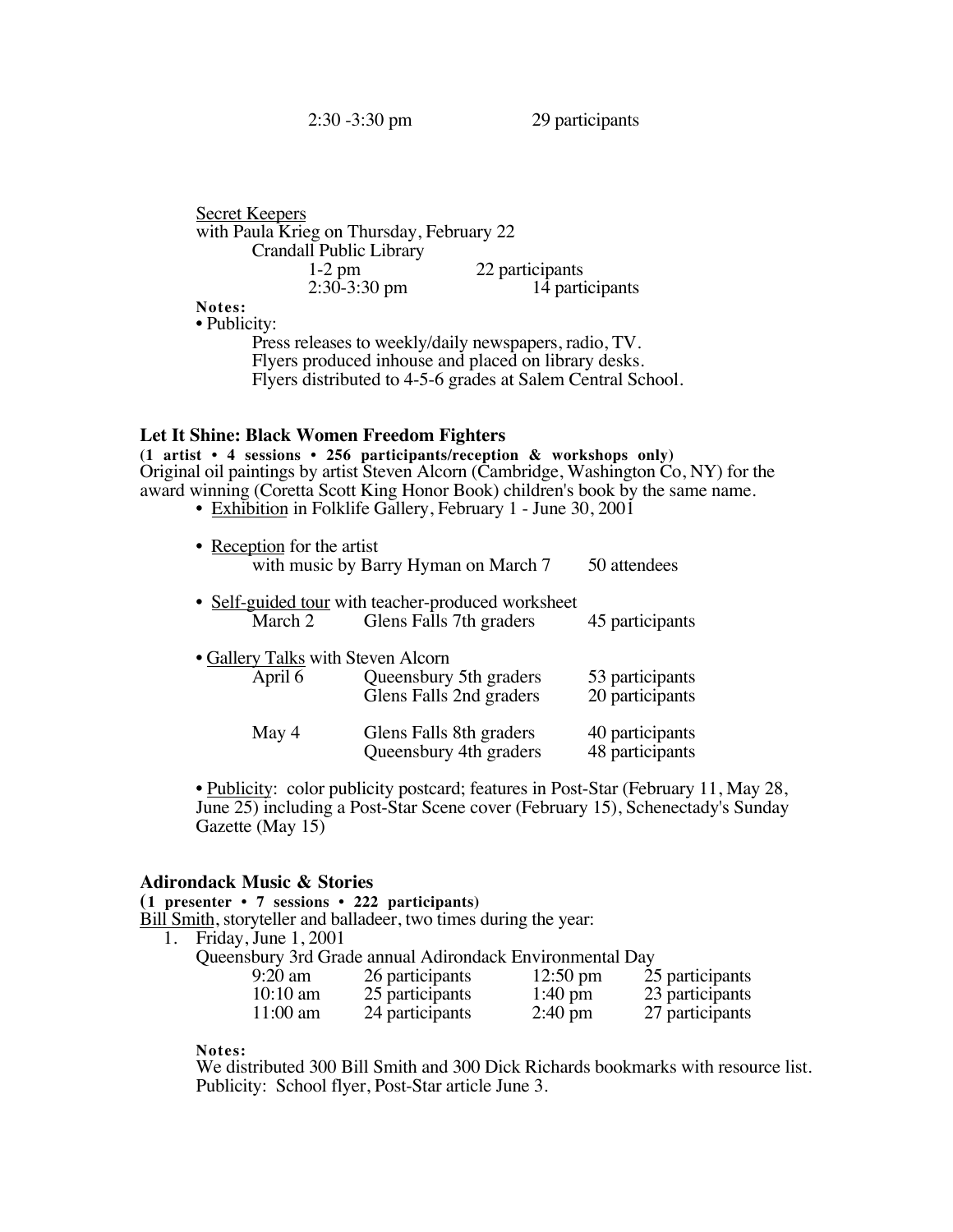2:30 -3:30 pm 29 participants

Secret Keepers
with Paula Krieg on Thursday, February 22
Crandall Public Library

| | |
|---|---|
| 1-2 pm | 22 participants |
| 2:30-3:30 pm | 14 participants |

**Notes:**

- Publicity:
  Press releases to weekly/daily newspapers, radio, TV.
  Flyers produced inhouse and placed on library desks.
  Flyers distributed to 4-5-6 grades at Salem Central School.

### Let It Shine: Black Women Freedom Fighters

**(1 artist • 4 sessions • 256 participants/reception & workshops only)**
Original oil paintings by artist Steven Alcorn (Cambridge, Washington Co, NY) for the award winning (Coretta Scott King Honor Book) children's book by the same name.

- Exhibition in Folklife Gallery, February 1 - June 30, 2001
- Reception for the artist
  with music by Barry Hyman on March 7 50 attendees
- Self-guided tour with teacher-produced worksheet

| | | |
|---|---|---|
| March 2 | Glens Falls 7th graders | 45 participants |

- Gallery Talks with Steven Alcorn

| | | |
|---|---|---|
| April 6 | Queensbury 5th graders | 53 participants |
| | Glens Falls 2nd graders | 20 participants |
| May 4 | Glens Falls 8th graders | 40 participants |
| | Queensbury 4th graders | 48 participants |

- Publicity: color publicity postcard; features in Post-Star (February 11, May 28, June 25) including a Post-Star Scene cover (February 15), Schenectady's Sunday Gazette (May 15)

### Adirondack Music & Stories

**(1 presenter • 7 sessions • 222 participants)**
Bill Smith, storyteller and balladeer, two times during the year:

1. Friday, June 1, 2001
   Queensbury 3rd Grade annual Adirondack Environmental Day

| | | | |
|---|---|---|---|
| 9:20 am | 26 participants | 12:50 pm | 25 participants |
| 10:10 am | 25 participants | 1:40 pm | 23 participants |
| 11:00 am | 24 participants | 2:40 pm | 27 participants |

**Notes:**
We distributed 300 Bill Smith and 300 Dick Richards bookmarks with resource list.
Publicity: School flyer, Post-Star article June 3.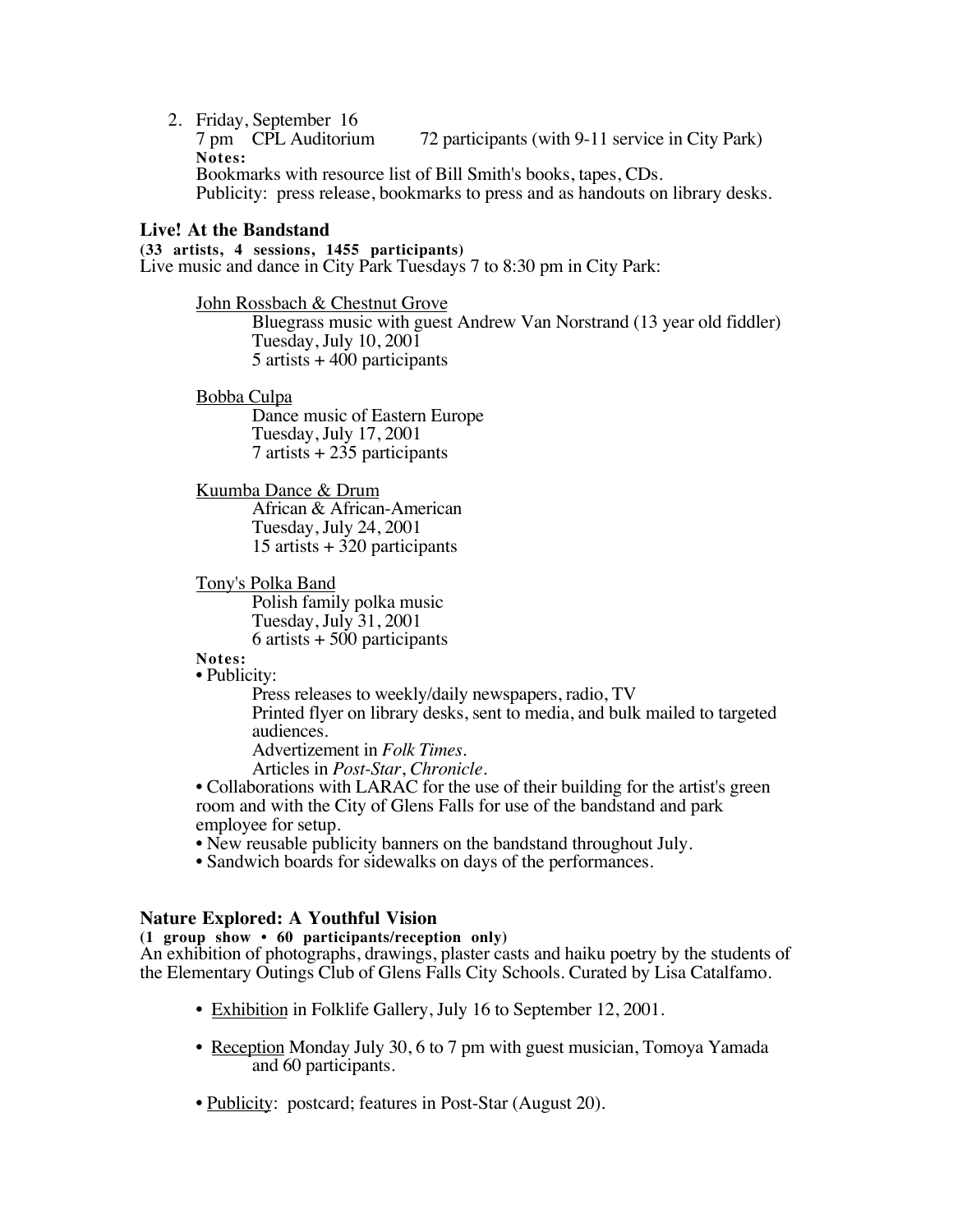2. Friday, September 16
   7 pm CPL Auditorium 72 participants (with 9-11 service in City Park)
   **Notes:**
   Bookmarks with resource list of Bill Smith's books, tapes, CDs.
   Publicity: press release, bookmarks to press and as handouts on library desks.

### Live! At the Bandstand

**(33 artists, 4 sessions, 1455 participants)**
Live music and dance in City Park Tuesdays 7 to 8:30 pm in City Park:

<u>John Rossbach & Chestnut Grove</u>
Bluegrass music with guest Andrew Van Norstrand (13 year old fiddler)
Tuesday, July 10, 2001
5 artists + 400 participants

<u>Bobba Culpa</u>
Dance music of Eastern Europe
Tuesday, July 17, 2001
7 artists + 235 participants

<u>Kuumba Dance & Drum</u>
African & African-American
Tuesday, July 24, 2001
15 artists + 320 participants

<u>Tony's Polka Band</u>
Polish family polka music
Tuesday, July 31, 2001
6 artists + 500 participants

**Notes:**

- Publicity:
  - Press releases to weekly/daily newspapers, radio, TV
  - Printed flyer on library desks, sent to media, and bulk mailed to targeted audiences.
  - Advertizement in *Folk Times*.
  - Articles in *Post-Star*, *Chronicle*.
- Collaborations with LARAC for the use of their building for the artist's green room and with the City of Glens Falls for use of the bandstand and park employee for setup.
- New reusable publicity banners on the bandstand throughout July.
- Sandwich boards for sidewalks on days of the performances.

### Nature Explored: A Youthful Vision

**(1 group show • 60 participants/reception only)**
An exhibition of photographs, drawings, plaster casts and haiku poetry by the students of the Elementary Outings Club of Glens Falls City Schools. Curated by Lisa Catalfamo.

- <u>Exhibition</u> in Folklife Gallery, July 16 to September 12, 2001.
- <u>Reception</u> Monday July 30, 6 to 7 pm with guest musician, Tomoya Yamada and 60 participants.
- <u>Publicity</u>: postcard; features in Post-Star (August 20).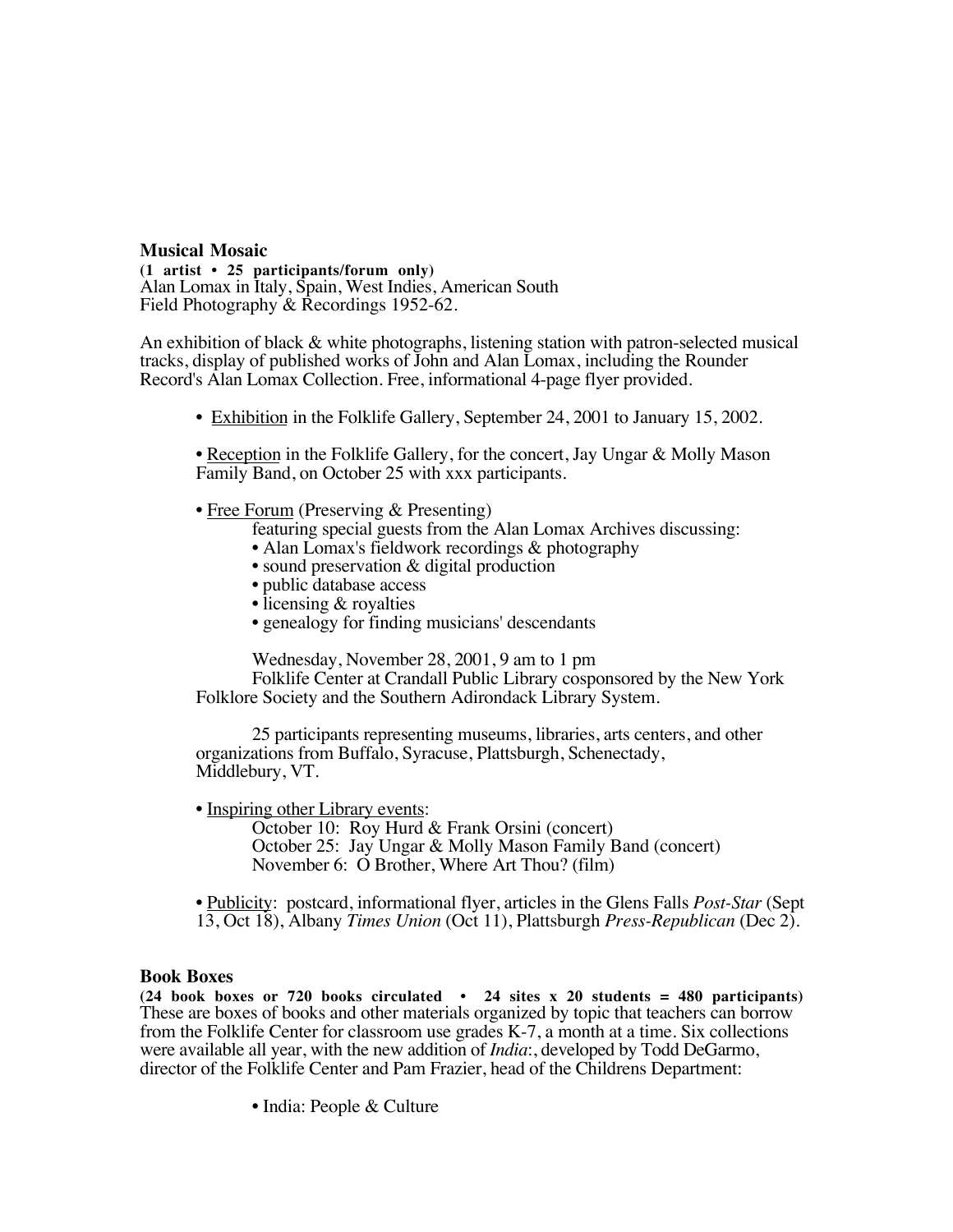### Musical Mosaic

**(1 artist • 25 participants/forum only)**
Alan Lomax in Italy, Spain, West Indies, American South
Field Photography & Recordings 1952-62.

An exhibition of black & white photographs, listening station with patron-selected musical tracks, display of published works of John and Alan Lomax, including the Rounder Record's Alan Lomax Collection. Free, informational 4-page flyer provided.

- Exhibition in the Folklife Gallery, September 24, 2001 to January 15, 2002.

- Reception in the Folklife Gallery, for the concert, Jay Ungar & Molly Mason Family Band, on October 25 with xxx participants.

- Free Forum (Preserving & Presenting)
  featuring special guests from the Alan Lomax Archives discussing:
  - Alan Lomax's fieldwork recordings & photography
  - sound preservation & digital production
  - public database access
  - licensing & royalties
  - genealogy for finding musicians' descendants

  Wednesday, November 28, 2001, 9 am to 1 pm
  Folklife Center at Crandall Public Library cosponsored by the New York Folklore Society and the Southern Adirondack Library System.

  25 participants representing museums, libraries, arts centers, and other organizations from Buffalo, Syracuse, Plattsburgh, Schenectady, Middlebury, VT.

- Inspiring other Library events:
  October 10: Roy Hurd & Frank Orsini (concert)
  October 25: Jay Ungar & Molly Mason Family Band (concert)
  November 6: O Brother, Where Art Thou? (film)

- Publicity: postcard, informational flyer, articles in the Glens Falls *Post-Star* (Sept 13, Oct 18), Albany *Times Union* (Oct 11), Plattsburgh *Press-Republican* (Dec 2).

### Book Boxes

**(24 book boxes or 720 books circulated • 24 sites x 20 students = 480 participants)**
These are boxes of books and other materials organized by topic that teachers can borrow from the Folklife Center for classroom use grades K-7, a month at a time. Six collections were available all year, with the new addition of *India*:, developed by Todd DeGarmo, director of the Folklife Center and Pam Frazier, head of the Childrens Department:

- India: People & Culture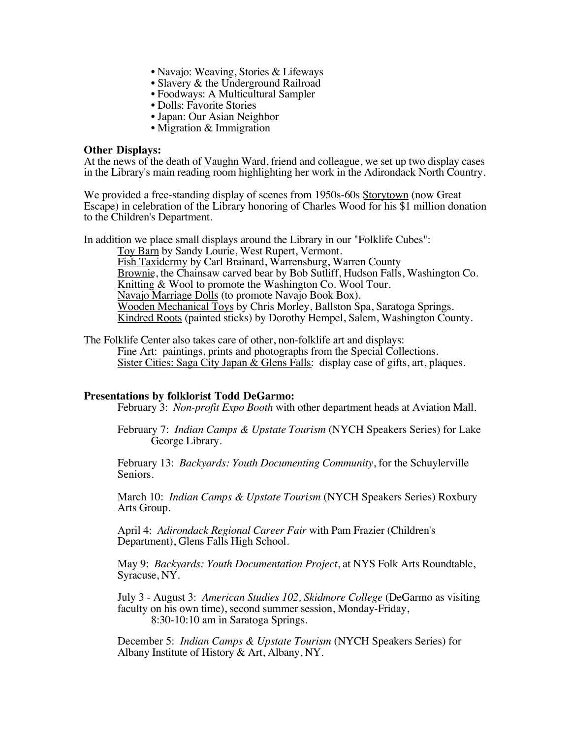- Navajo: Weaving, Stories & Lifeways
- Slavery & the Underground Railroad
- Foodways: A Multicultural Sampler
- Dolls: Favorite Stories
- Japan: Our Asian Neighbor
- Migration & Immigration

**Other Displays:**
At the news of the death of Vaughn Ward, friend and colleague, we set up two display cases in the Library's main reading room highlighting her work in the Adirondack North Country.

We provided a free-standing display of scenes from 1950s-60s Storytown (now Great Escape) in celebration of the Library honoring of Charles Wood for his $1 million donation to the Children's Department.

In addition we place small displays around the Library in our "Folklife Cubes":

Toy Barn by Sandy Lourie, West Rupert, Vermont.
Fish Taxidermy by Carl Brainard, Warrensburg, Warren County
Brownie, the Chainsaw carved bear by Bob Sutliff, Hudson Falls, Washington Co.
Knitting & Wool to promote the Washington Co. Wool Tour.
Navajo Marriage Dolls (to promote Navajo Book Box).
Wooden Mechanical Toys by Chris Morley, Ballston Spa, Saratoga Springs.
Kindred Roots (painted sticks) by Dorothy Hempel, Salem, Washington County.

The Folklife Center also takes care of other, non-folklife art and displays:

Fine Art: paintings, prints and photographs from the Special Collections.
Sister Cities: Saga City Japan & Glens Falls: display case of gifts, art, plaques.

**Presentations by folklorist Todd DeGarmo:**

February 3: *Non-profit Expo Booth* with other department heads at Aviation Mall.

February 7: *Indian Camps & Upstate Tourism* (NYCH Speakers Series) for Lake George Library.

February 13: *Backyards: Youth Documenting Community*, for the Schuylerville Seniors.

March 10: *Indian Camps & Upstate Tourism* (NYCH Speakers Series) Roxbury Arts Group.

April 4: *Adirondack Regional Career Fair* with Pam Frazier (Children's Department), Glens Falls High School.

May 9: *Backyards: Youth Documentation Project*, at NYS Folk Arts Roundtable, Syracuse, NY.

July 3 - August 3: *American Studies 102, Skidmore College* (DeGarmo as visiting faculty on his own time), second summer session, Monday-Friday, 8:30-10:10 am in Saratoga Springs.

December 5: *Indian Camps & Upstate Tourism* (NYCH Speakers Series) for Albany Institute of History & Art, Albany, NY.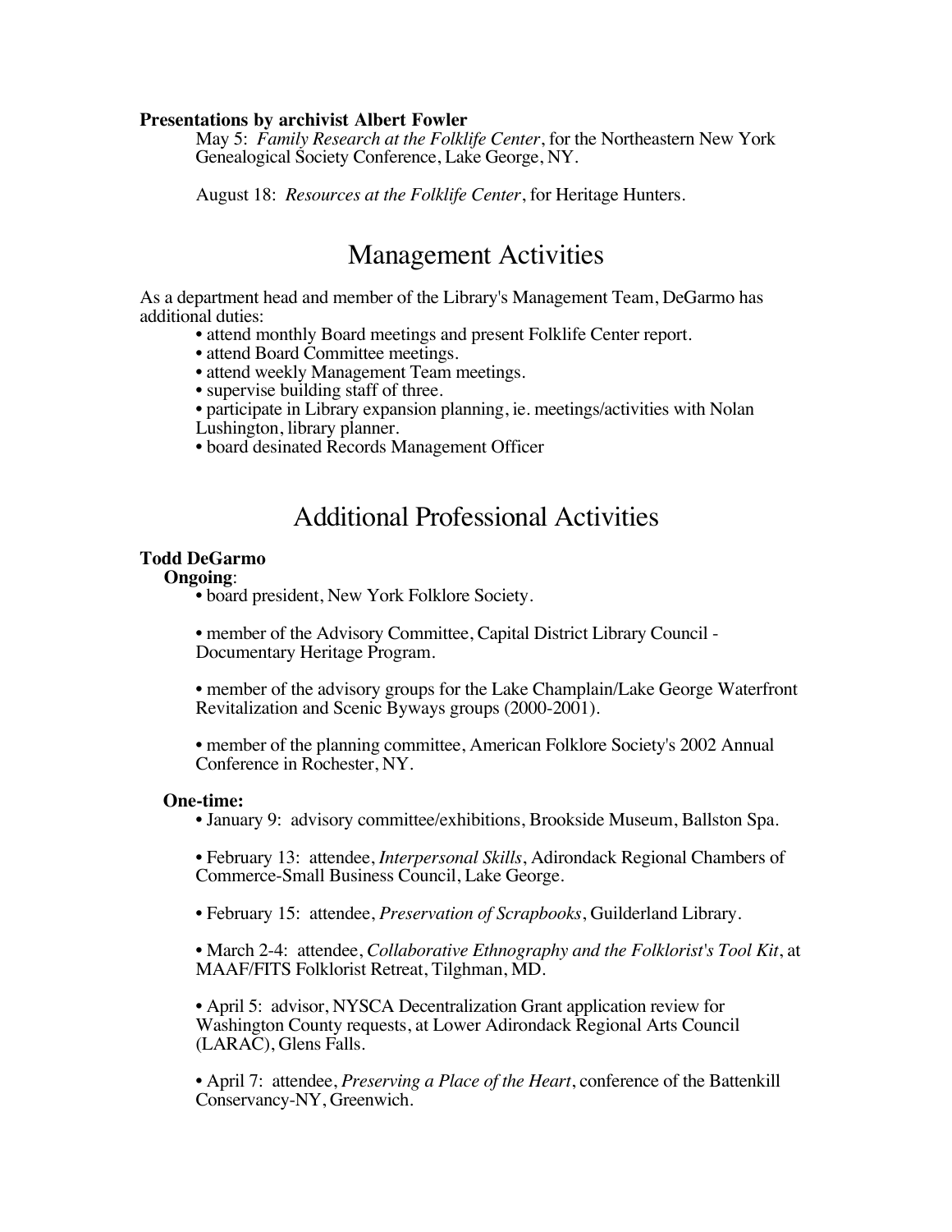**Presentations by archivist Albert Fowler**

May 5: *Family Research at the Folklife Center*, for the Northeastern New York Genealogical Society Conference, Lake George, NY.

August 18: *Resources at the Folklife Center*, for Heritage Hunters.

## Management Activities

As a department head and member of the Library's Management Team, DeGarmo has additional duties:

- attend monthly Board meetings and present Folklife Center report.
- attend Board Committee meetings.
- attend weekly Management Team meetings.
- supervise building staff of three.
- participate in Library expansion planning, ie. meetings/activities with Nolan Lushington, library planner.
- board desinated Records Management Officer

## Additional Professional Activities

**Todd DeGarmo**

**Ongoing**:

- board president, New York Folklore Society.
- member of the Advisory Committee, Capital District Library Council - Documentary Heritage Program.
- member of the advisory groups for the Lake Champlain/Lake George Waterfront Revitalization and Scenic Byways groups (2000-2001).
- member of the planning committee, American Folklore Society's 2002 Annual Conference in Rochester, NY.

**One-time:**

- January 9: advisory committee/exhibitions, Brookside Museum, Ballston Spa.
- February 13: attendee, *Interpersonal Skills*, Adirondack Regional Chambers of Commerce-Small Business Council, Lake George.
- February 15: attendee, *Preservation of Scrapbooks*, Guilderland Library.
- March 2-4: attendee, *Collaborative Ethnography and the Folklorist's Tool Kit*, at MAAF/FITS Folklorist Retreat, Tilghman, MD.
- April 5: advisor, NYSCA Decentralization Grant application review for Washington County requests, at Lower Adirondack Regional Arts Council (LARAC), Glens Falls.
- April 7: attendee, *Preserving a Place of the Heart*, conference of the Battenkill Conservancy-NY, Greenwich.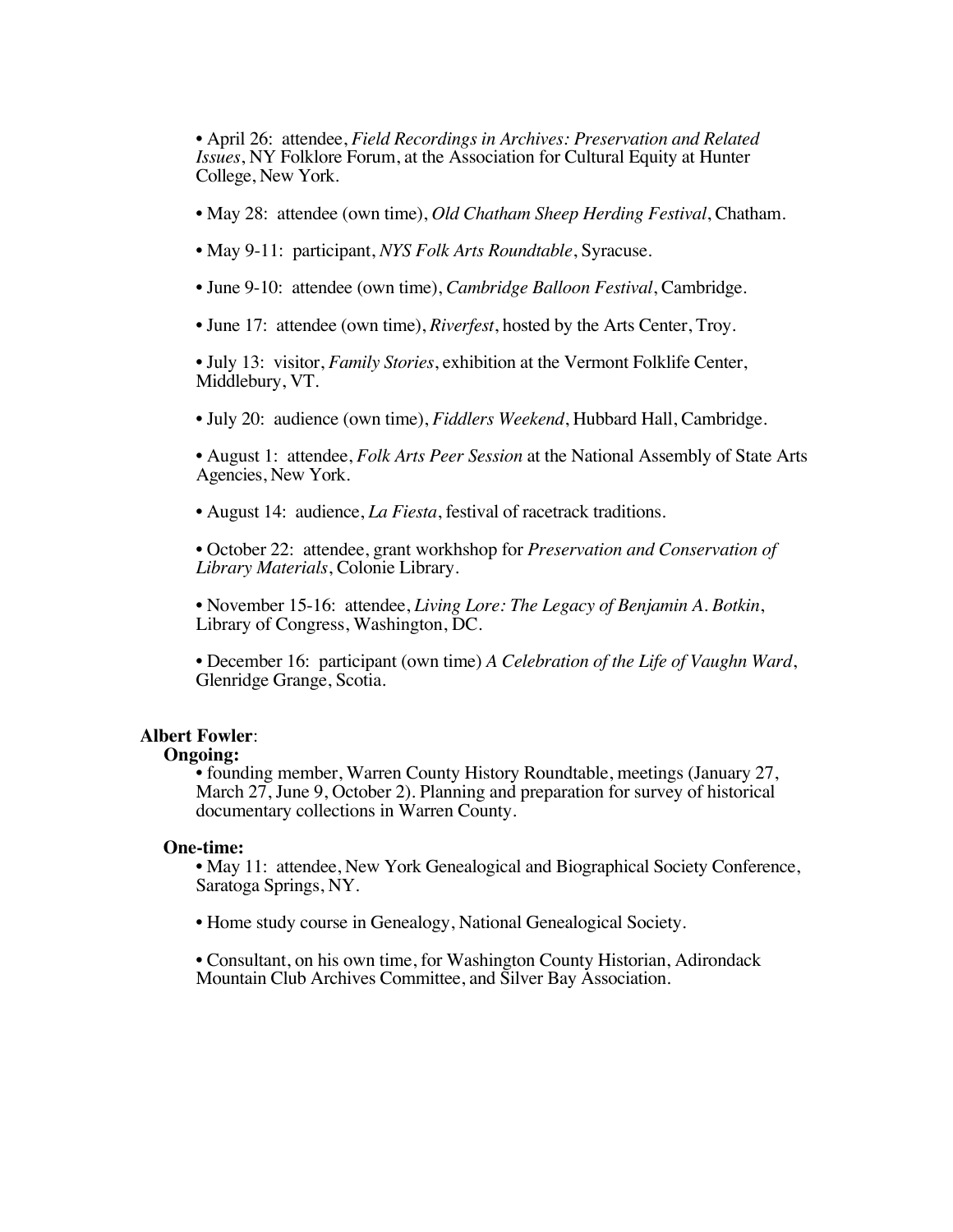• April 26: attendee, *Field Recordings in Archives: Preservation and Related Issues*, NY Folklore Forum, at the Association for Cultural Equity at Hunter College, New York.

• May 28: attendee (own time), *Old Chatham Sheep Herding Festival*, Chatham.

• May 9-11: participant, *NYS Folk Arts Roundtable*, Syracuse.

• June 9-10: attendee (own time), *Cambridge Balloon Festival*, Cambridge.

• June 17: attendee (own time), *Riverfest*, hosted by the Arts Center, Troy.

• July 13: visitor, *Family Stories*, exhibition at the Vermont Folklife Center, Middlebury, VT.

• July 20: audience (own time), *Fiddlers Weekend*, Hubbard Hall, Cambridge.

• August 1: attendee, *Folk Arts Peer Session* at the National Assembly of State Arts Agencies, New York.

• August 14: audience, *La Fiesta*, festival of racetrack traditions.

• October 22: attendee, grant workhshop for *Preservation and Conservation of Library Materials*, Colonie Library.

• November 15-16: attendee, *Living Lore: The Legacy of Benjamin A. Botkin*, Library of Congress, Washington, DC.

• December 16: participant (own time) *A Celebration of the Life of Vaughn Ward*, Glenridge Grange, Scotia.

**Albert Fowler**:

**Ongoing:**

• founding member, Warren County History Roundtable, meetings (January 27, March 27, June 9, October 2). Planning and preparation for survey of historical documentary collections in Warren County.

**One-time:**

• May 11: attendee, New York Genealogical and Biographical Society Conference, Saratoga Springs, NY.

• Home study course in Genealogy, National Genealogical Society.

• Consultant, on his own time, for Washington County Historian, Adirondack Mountain Club Archives Committee, and Silver Bay Association.